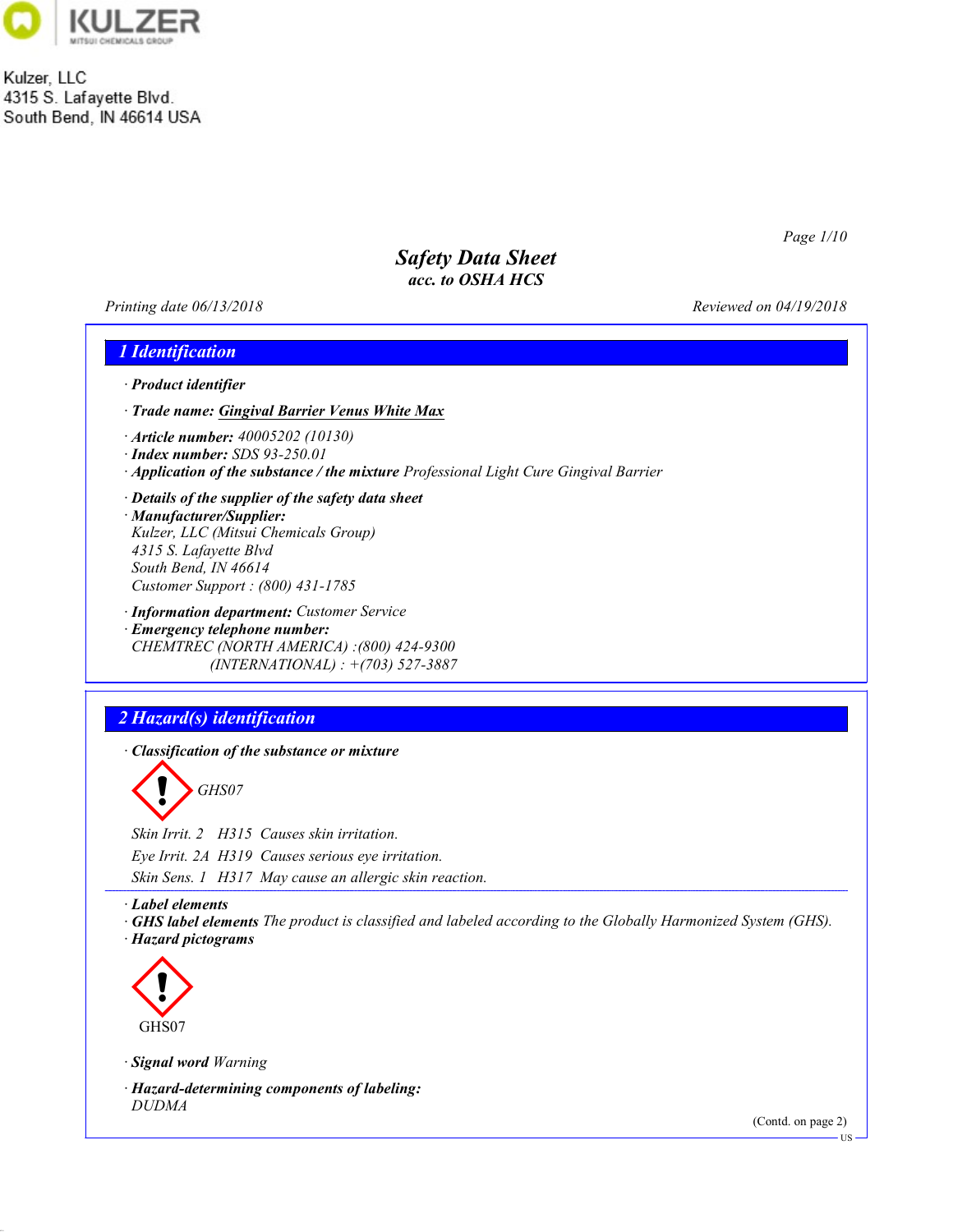Kulzer, LLC
4315 S. Lafayette Blvd.
South Bend, IN 46614 USA

# Safety Data Sheet
*acc. to OSHA HCS*

Printing date 06/13/2018 | Reviewed on 04/19/2018

## 1 Identification

· **Product identifier**

· **Trade name: Gingival Barrier Venus White Max**

· **Article number:** 40005202 (10130)
· **Index number:** SDS 93-250.01
· **Application of the substance / the mixture** Professional Light Cure Gingival Barrier

· **Details of the supplier of the safety data sheet**
· **Manufacturer/Supplier:**
Kulzer, LLC (Mitsui Chemicals Group)
4315 S. Lafayette Blvd
South Bend, IN 46614
Customer Support : (800) 431-1785

· **Information department:** Customer Service
· **Emergency telephone number:**
CHEMTREC (NORTH AMERICA) :(800) 424-9300
(INTERNATIONAL) : +(703) 527-3887

## 2 Hazard(s) identification

· **Classification of the substance or mixture**

GHS07

Skin Irrit. 2 H315 Causes skin irritation.
Eye Irrit. 2A H319 Causes serious eye irritation.
Skin Sens. 1 H317 May cause an allergic skin reaction.

· **Label elements**
· **GHS label elements** The product is classified and labeled according to the Globally Harmonized System (GHS).
· **Hazard pictograms**

GHS07

· **Signal word** Warning

· **Hazard-determining components of labeling:**
DUDMA

(Contd. on page 2)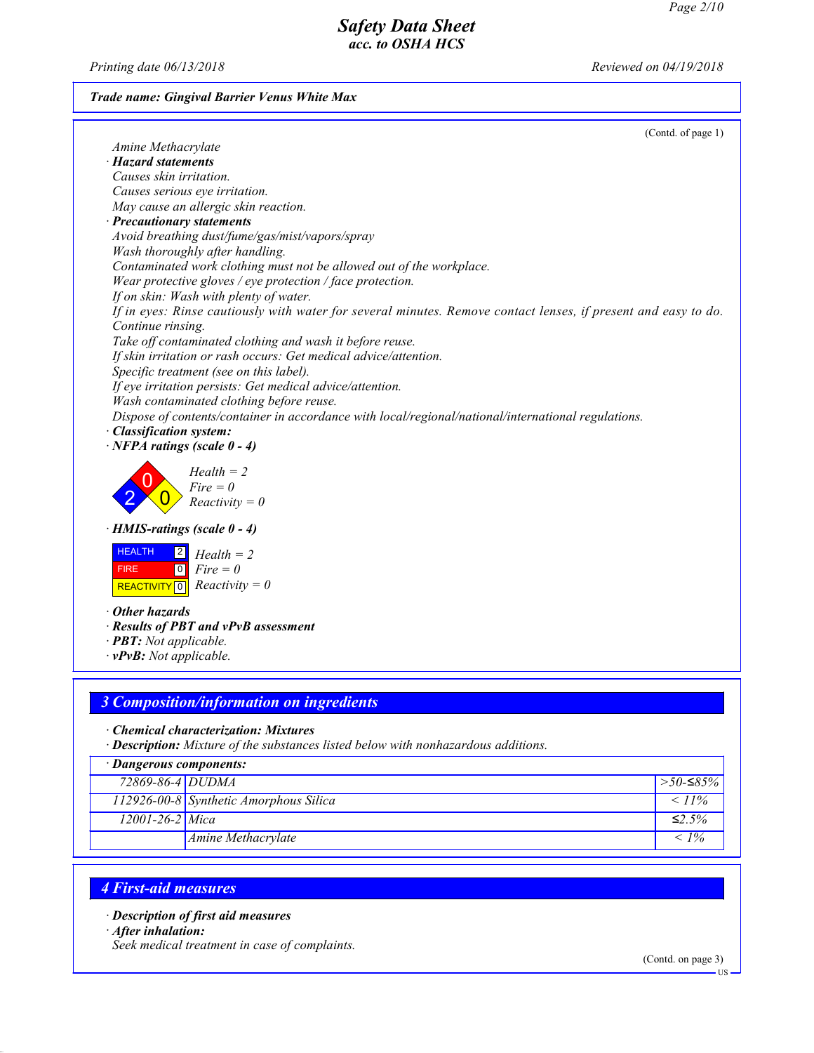**Trade name: Gingival Barrier Venus White Max**

(Contd. of page 1)

Amine Methacrylate

· **Hazard statements**

Causes skin irritation.
Causes serious eye irritation.
May cause an allergic skin reaction.

· **Precautionary statements**

Avoid breathing dust/fume/gas/mist/vapors/spray
Wash thoroughly after handling.
Contaminated work clothing must not be allowed out of the workplace.
Wear protective gloves / eye protection / face protection.
If on skin: Wash with plenty of water.
If in eyes: Rinse cautiously with water for several minutes. Remove contact lenses, if present and easy to do. Continue rinsing.
Take off contaminated clothing and wash it before reuse.
If skin irritation or rash occurs: Get medical advice/attention.
Specific treatment (see on this label).
If eye irritation persists: Get medical advice/attention.
Wash contaminated clothing before reuse.
Dispose of contents/container in accordance with local/regional/national/international regulations.

· **Classification system:**

· **NFPA ratings (scale 0 - 4)**

Health = 2
Fire = 0
Reactivity = 0

· **HMIS-ratings (scale 0 - 4)**

| HEALTH | 2 |
|---|---|
| FIRE | 0 |
| REACTIVITY | 0 |

Health = 2
Fire = 0
Reactivity = 0

· **Other hazards**

· **Results of PBT and vPvB assessment**

· **PBT:** Not applicable.

· **vPvB:** Not applicable.

## 3 Composition/information on ingredients

· **Chemical characterization: Mixtures**

· **Description:** Mixture of the substances listed below with nonhazardous additions.

| · **Dangerous components:** | | |
|---|---|---|
| 72869-86-4 | DUDMA | >50-≤85% |
| 112926-00-8 | Synthetic Amorphous Silica | < 11% |
| 12001-26-2 | Mica | ≤2.5% |
| | Amine Methacrylate | < 1% |

## 4 First-aid measures

· **Description of first aid measures**

· **After inhalation:**

Seek medical treatment in case of complaints.

(Contd. on page 3)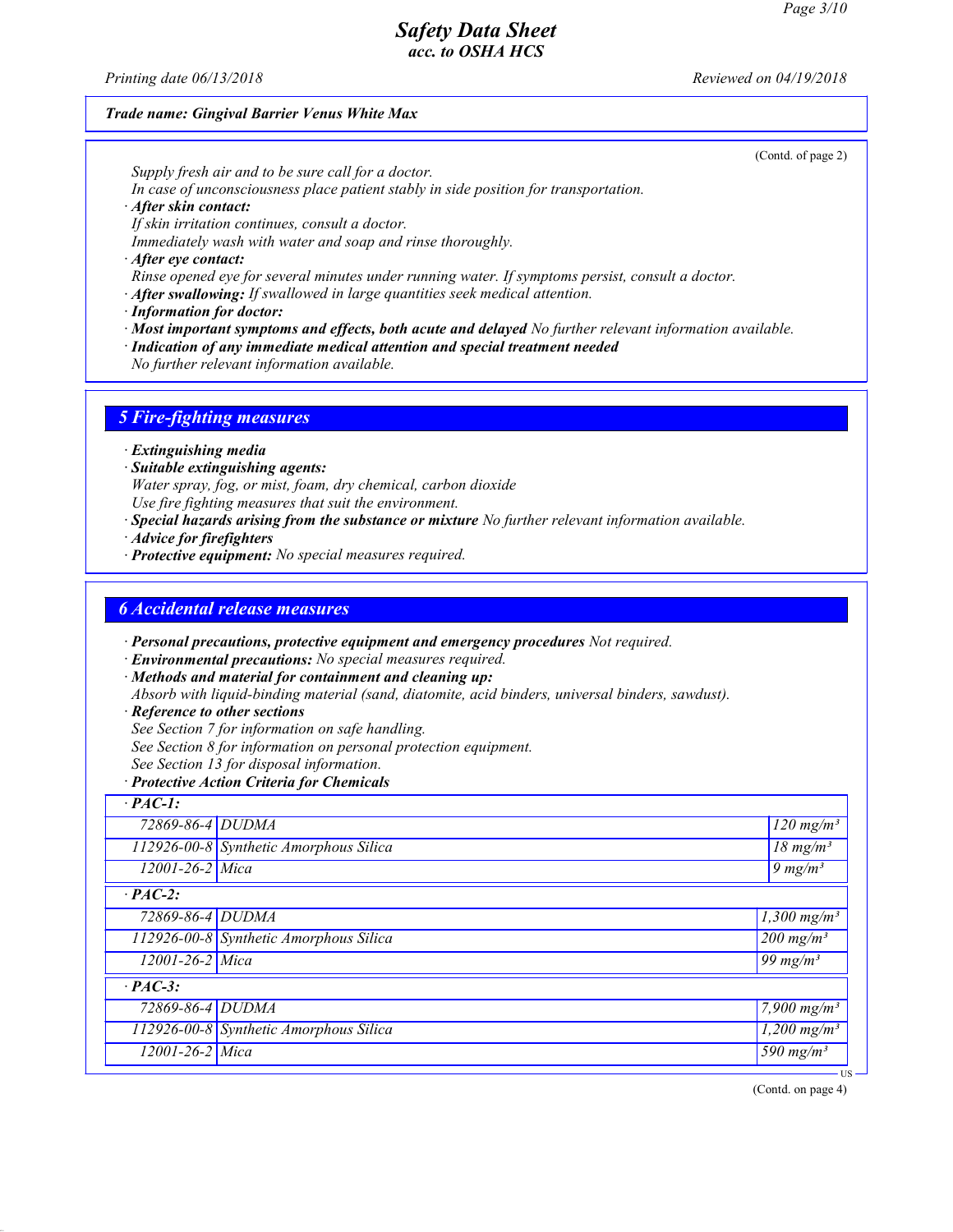(Contd. of page 2)

Supply fresh air and to be sure call for a doctor.
In case of unconsciousness place patient stably in side position for transportation.

· **After skin contact:**
If skin irritation continues, consult a doctor.
Immediately wash with water and soap and rinse thoroughly.

· **After eye contact:**
Rinse opened eye for several minutes under running water. If symptoms persist, consult a doctor.

· **After swallowing:** If swallowed in large quantities seek medical attention.

· **Information for doctor:**

· **Most important symptoms and effects, both acute and delayed** No further relevant information available.

· **Indication of any immediate medical attention and special treatment needed**
No further relevant information available.

## 5 Fire-fighting measures

· **Extinguishing media**

· **Suitable extinguishing agents:**
Water spray, fog, or mist, foam, dry chemical, carbon dioxide
Use fire fighting measures that suit the environment.

· **Special hazards arising from the substance or mixture** No further relevant information available.

· **Advice for firefighters**

· **Protective equipment:** No special measures required.

## 6 Accidental release measures

· **Personal precautions, protective equipment and emergency procedures** Not required.

· **Environmental precautions:** No special measures required.

· **Methods and material for containment and cleaning up:**
Absorb with liquid-binding material (sand, diatomite, acid binders, universal binders, sawdust).

· **Reference to other sections**
See Section 7 for information on safe handling.
See Section 8 for information on personal protection equipment.
See Section 13 for disposal information.

· **Protective Action Criteria for Chemicals**

| · **PAC-1:** | | |
|---|---|---|
| 72869-86-4 | DUDMA | 120 mg/m³ |
| 112926-00-8 | Synthetic Amorphous Silica | 18 mg/m³ |
| 12001-26-2 | Mica | 9 mg/m³ |
| · **PAC-2:** | | |
| 72869-86-4 | DUDMA | 1,300 mg/m³ |
| 112926-00-8 | Synthetic Amorphous Silica | 200 mg/m³ |
| 12001-26-2 | Mica | 99 mg/m³ |
| · **PAC-3:** | | |
| 72869-86-4 | DUDMA | 7,900 mg/m³ |
| 112926-00-8 | Synthetic Amorphous Silica | 1,200 mg/m³ |
| 12001-26-2 | Mica | 590 mg/m³ |

(Contd. on page 4)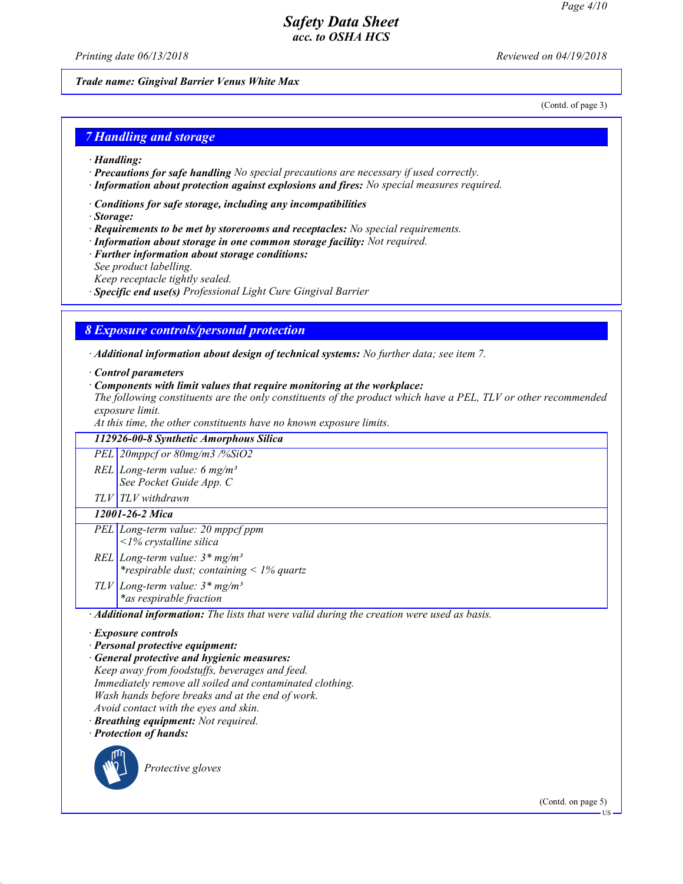Trade name: Gingival Barrier Venus White Max

(Contd. of page 3)

## 7 Handling and storage

· **Handling:**
· **Precautions for safe handling** No special precautions are necessary if used correctly.
· **Information about protection against explosions and fires:** No special measures required.

· **Conditions for safe storage, including any incompatibilities**
· **Storage:**
· **Requirements to be met by storerooms and receptacles:** No special requirements.
· **Information about storage in one common storage facility:** Not required.
· **Further information about storage conditions:**
See product labelling.
Keep receptacle tightly sealed.
· **Specific end use(s)** Professional Light Cure Gingival Barrier

## 8 Exposure controls/personal protection

· **Additional information about design of technical systems:** No further data; see item 7.

· **Control parameters**
· **Components with limit values that require monitoring at the workplace:**
The following constituents are the only constituents of the product which have a PEL, TLV or other recommended exposure limit.
At this time, the other constituents have no known exposure limits.

| 112926-00-8 Synthetic Amorphous Silica | |
|---|---|
| PEL | 20mppcf or 80mg/m3 /%SiO2 |
| REL | Long-term value: 6 mg/m³<br>See Pocket Guide App. C |
| TLV | TLV withdrawn |
| **12001-26-2 Mica** | |
| PEL | Long-term value: 20 mppcf ppm<br><1% crystalline silica |
| REL | Long-term value: 3* mg/m³<br>*respirable dust; containing < 1% quartz |
| TLV | Long-term value: 3* mg/m³<br>*as respirable fraction |

· **Additional information:** The lists that were valid during the creation were used as basis.

· **Exposure controls**
· **Personal protective equipment:**
· **General protective and hygienic measures:**
Keep away from foodstuffs, beverages and feed.
Immediately remove all soiled and contaminated clothing.
Wash hands before breaks and at the end of work.
Avoid contact with the eyes and skin.
· **Breathing equipment:** Not required.
· **Protection of hands:**

Protective gloves

(Contd. on page 5)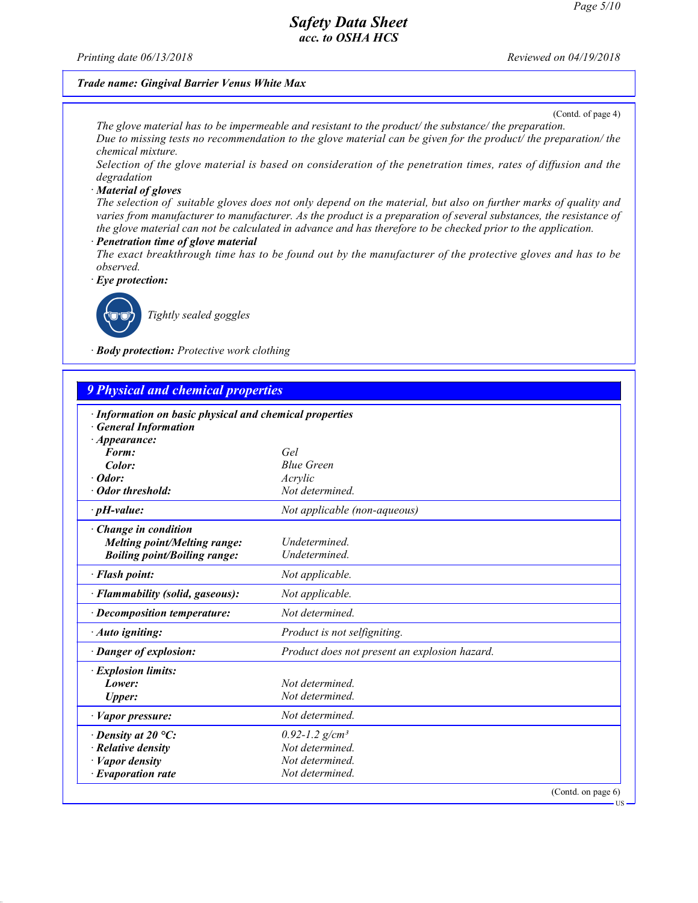Trade name: Gingival Barrier Venus White Max

(Contd. of page 4)

The glove material has to be impermeable and resistant to the product/ the substance/ the preparation.
Due to missing tests no recommendation to the glove material can be given for the product/ the preparation/ the chemical mixture.
Selection of the glove material is based on consideration of the penetration times, rates of diffusion and the degradation

· **Material of gloves**
The selection of suitable gloves does not only depend on the material, but also on further marks of quality and varies from manufacturer to manufacturer. As the product is a preparation of several substances, the resistance of the glove material can not be calculated in advance and has therefore to be checked prior to the application.

· **Penetration time of glove material**
The exact breakthrough time has to be found out by the manufacturer of the protective gloves and has to be observed.

· **Eye protection:**

Tightly sealed goggles

· **Body protection:** Protective work clothing

## 9 Physical and chemical properties

· **Information on basic physical and chemical properties**
· **General Information**

| | |
|---|---|
| · **Appearance:** | |
| **Form:** | Gel |
| **Color:** | Blue Green |
| · **Odor:** | Acrylic |
| · **Odor threshold:** | Not determined. |
| · **pH-value:** | Not applicable (non-aqueous) |
| · **Change in condition** | |
| **Melting point/Melting range:** | Undetermined. |
| **Boiling point/Boiling range:** | Undetermined. |
| · **Flash point:** | Not applicable. |
| · **Flammability (solid, gaseous):** | Not applicable. |
| · **Decomposition temperature:** | Not determined. |
| · **Auto igniting:** | Product is not selfigniting. |
| · **Danger of explosion:** | Product does not present an explosion hazard. |
| · **Explosion limits:** | |
| **Lower:** | Not determined. |
| **Upper:** | Not determined. |
| · **Vapor pressure:** | Not determined. |
| · **Density at 20 °C:** | 0.92-1.2 g/cm³ |
| · **Relative density** | Not determined. |
| · **Vapor density** | Not determined. |
| · **Evaporation rate** | Not determined. |

(Contd. on page 6)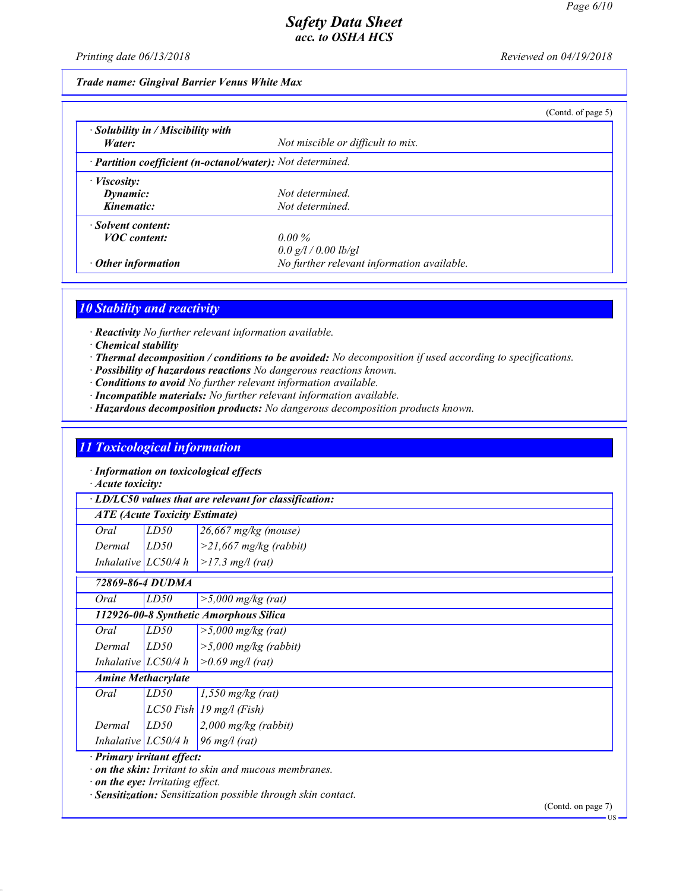*Trade name: Gingival Barrier Venus White Max*

(Contd. of page 5)

| | |
|---|---|
| · **Solubility in / Miscibility with** | |
| **Water:** | Not miscible or difficult to mix. |
| · **Partition coefficient (n-octanol/water):** | Not determined. |
| · **Viscosity:** | |
| **Dynamic:** | Not determined. |
| **Kinematic:** | Not determined. |
| · **Solvent content:** | |
| **VOC content:** | 0.00 % |
| | 0.0 g/l / 0.00 lb/gl |
| · **Other information** | No further relevant information available. |

## 10 Stability and reactivity

- · **Reactivity** No further relevant information available.
- · **Chemical stability**
- · **Thermal decomposition / conditions to be avoided:** No decomposition if used according to specifications.
- · **Possibility of hazardous reactions** No dangerous reactions known.
- · **Conditions to avoid** No further relevant information available.
- · **Incompatible materials:** No further relevant information available.
- · **Hazardous decomposition products:** No dangerous decomposition products known.

## 11 Toxicological information

- · **Information on toxicological effects**
- · **Acute toxicity:**

| · **LD/LC50 values that are relevant for classification:** | | |
|---|---|---|
| **ATE (Acute Toxicity Estimate)** | | |
| Oral | LD50 | 26,667 mg/kg (mouse) |
| Dermal | LD50 | >21,667 mg/kg (rabbit) |
| Inhalative | LC50/4 h | >17.3 mg/l (rat) |
| **72869-86-4 DUDMA** | | |
| Oral | LD50 | >5,000 mg/kg (rat) |
| **112926-00-8 Synthetic Amorphous Silica** | | |
| Oral | LD50 | >5,000 mg/kg (rat) |
| Dermal | LD50 | >5,000 mg/kg (rabbit) |
| Inhalative | LC50/4 h | >0.69 mg/l (rat) |
| **Amine Methacrylate** | | |
| Oral | LD50 | 1,550 mg/kg (rat) |
| | LC50 Fish | 19 mg/l (Fish) |
| Dermal | LD50 | 2,000 mg/kg (rabbit) |
| Inhalative | LC50/4 h | 96 mg/l (rat) |

- · **Primary irritant effect:**
- · **on the skin:** Irritant to skin and mucous membranes.
- · **on the eye:** Irritating effect.
- · **Sensitization:** Sensitization possible through skin contact.

(Contd. on page 7)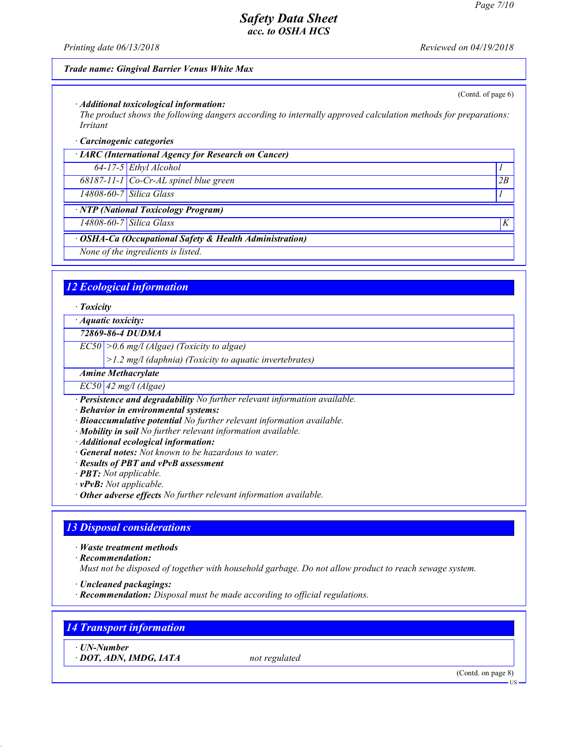*Trade name: Gingival Barrier Venus White Max*

(Contd. of page 6)

· ***Additional toxicological information:***
*The product shows the following dangers according to internally approved calculation methods for preparations:*
*Irritant*

· ***Carcinogenic categories***

| · **IARC (International Agency for Research on Cancer)** | | |
|---|---|---|
| 64-17-5 | Ethyl Alcohol | 1 |
| 68187-11-1 | Co-Cr-AL spinel blue green | 2B |
| 14808-60-7 | Silica Glass | 1 |

| · **NTP (National Toxicology Program)** | | |
|---|---|---|
| 14808-60-7 | Silica Glass | K |

| · **OSHA-Ca (Occupational Safety & Health Administration)** |
|---|
| None of the ingredients is listed. |

## 12 Ecological information

· ***Toxicity***

| · **Aquatic toxicity:** | |
|---|---|
| **72869-86-4 DUDMA** | |
| EC50 | >0.6 mg/l (Algae) (Toxicity to algae) |
| | >1.2 mg/l (daphnia) (Toxicity to aquatic invertebrates) |
| **Amine Methacrylate** | |
| EC50 | 42 mg/l (Algae) |

· ***Persistence and degradability*** *No further relevant information available.*
· ***Behavior in environmental systems:***
· ***Bioaccumulative potential*** *No further relevant information available.*
· ***Mobility in soil*** *No further relevant information available.*
· ***Additional ecological information:***
· ***General notes:*** *Not known to be hazardous to water.*
· ***Results of PBT and vPvB assessment***
· ***PBT:*** *Not applicable.*
· ***vPvB:*** *Not applicable.*
· ***Other adverse effects*** *No further relevant information available.*

## 13 Disposal considerations

· ***Waste treatment methods***
· ***Recommendation:***
*Must not be disposed of together with household garbage. Do not allow product to reach sewage system.*

· ***Uncleaned packagings:***
· ***Recommendation:*** *Disposal must be made according to official regulations.*

## 14 Transport information

· ***UN-Number***
· ***DOT, ADN, IMDG, IATA*** *not regulated*

(Contd. on page 8)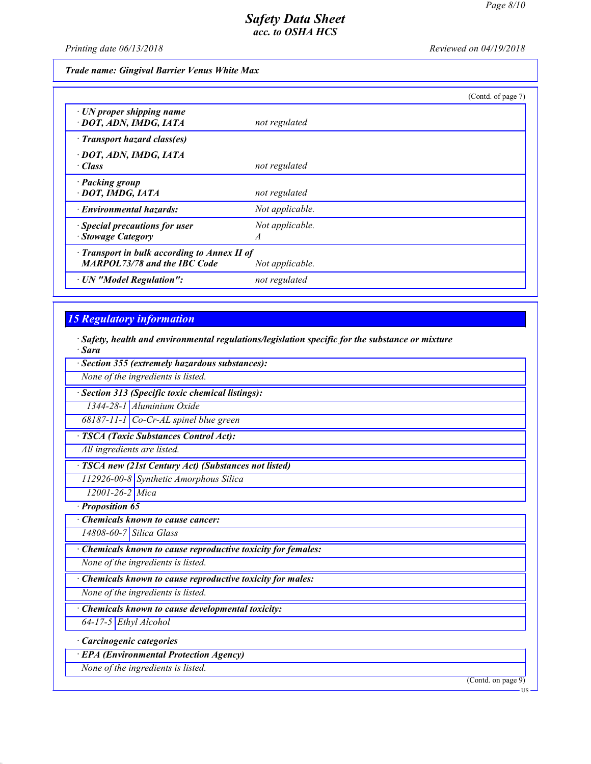(Contd. of page 7)

| | |
|---|---|
| · **UN proper shipping name** | |
| · **DOT, ADN, IMDG, IATA** | *not regulated* |
| · **Transport hazard class(es)** | |
| · **DOT, ADN, IMDG, IATA** | |
| · **Class** | *not regulated* |
| · **Packing group** | |
| · **DOT, IMDG, IATA** | *not regulated* |
| · **Environmental hazards:** | *Not applicable.* |
| · **Special precautions for user** | *Not applicable.* |
| · **Stowage Category** | *A* |
| · **Transport in bulk according to Annex II of MARPOL73/78 and the IBC Code** | *Not applicable.* |
| · **UN "Model Regulation":** | *not regulated* |

## 15 Regulatory information

· ***Safety, health and environmental regulations/legislation specific for the substance or mixture***
· ***Sara***

· ***Section 355 (extremely hazardous substances):***
*None of the ingredients is listed.*

· ***Section 313 (Specific toxic chemical listings):***

| | |
|---|---|
| 1344-28-1 | Aluminium Oxide |
| 68187-11-1 | Co-Cr-AL spinel blue green |

· ***TSCA (Toxic Substances Control Act):***
*All ingredients are listed.*

· ***TSCA new (21st Century Act) (Substances not listed)***

| | |
|---|---|
| 112926-00-8 | Synthetic Amorphous Silica |
| 12001-26-2 | Mica |

· ***Proposition 65***

· ***Chemicals known to cause cancer:***

| | |
|---|---|
| 14808-60-7 | Silica Glass |

· ***Chemicals known to cause reproductive toxicity for females:***
*None of the ingredients is listed.*

· ***Chemicals known to cause reproductive toxicity for males:***
*None of the ingredients is listed.*

· ***Chemicals known to cause developmental toxicity:***

| | |
|---|---|
| 64-17-5 | Ethyl Alcohol |

· ***Carcinogenic categories***

· ***EPA (Environmental Protection Agency)***
*None of the ingredients is listed.*

(Contd. on page 9)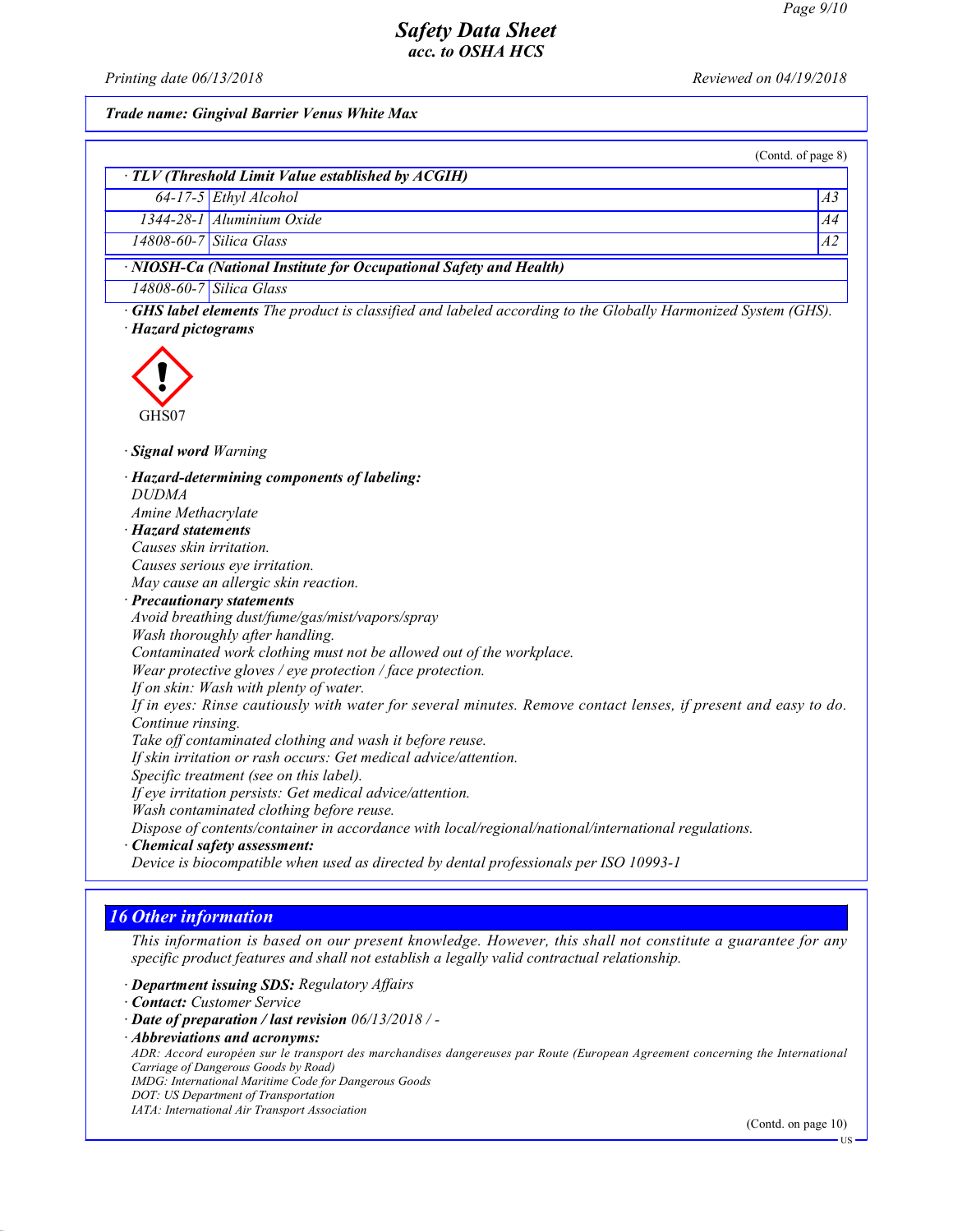Trade name: Gingival Barrier Venus White Max

(Contd. of page 8)

| · TLV (Threshold Limit Value established by ACGIH) | | |
|---|---|---|
| 64-17-5 | Ethyl Alcohol | A3 |
| 1344-28-1 | Aluminium Oxide | A4 |
| 14808-60-7 | Silica Glass | A2 |

| · NIOSH-Ca (National Institute for Occupational Safety and Health) | |
|---|---|
| 14808-60-7 | Silica Glass |

· **GHS label elements** The product is classified and labeled according to the Globally Harmonized System (GHS).

· **Hazard pictograms**

GHS07

· **Signal word** Warning

· **Hazard-determining components of labeling:**
DUDMA
Amine Methacrylate

· **Hazard statements**
Causes skin irritation.
Causes serious eye irritation.
May cause an allergic skin reaction.

· **Precautionary statements**
Avoid breathing dust/fume/gas/mist/vapors/spray
Wash thoroughly after handling.
Contaminated work clothing must not be allowed out of the workplace.
Wear protective gloves / eye protection / face protection.
If on skin: Wash with plenty of water.
If in eyes: Rinse cautiously with water for several minutes. Remove contact lenses, if present and easy to do. Continue rinsing.
Take off contaminated clothing and wash it before reuse.
If skin irritation or rash occurs: Get medical advice/attention.
Specific treatment (see on this label).
If eye irritation persists: Get medical advice/attention.
Wash contaminated clothing before reuse.
Dispose of contents/container in accordance with local/regional/national/international regulations.

· **Chemical safety assessment:**
Device is biocompatible when used as directed by dental professionals per ISO 10993-1

## 16 Other information

This information is based on our present knowledge. However, this shall not constitute a guarantee for any specific product features and shall not establish a legally valid contractual relationship.

· **Department issuing SDS:** Regulatory Affairs
· **Contact:** Customer Service
· **Date of preparation / last revision** 06/13/2018 / -
· **Abbreviations and acronyms:**
ADR: Accord européen sur le transport des marchandises dangereuses par Route (European Agreement concerning the International Carriage of Dangerous Goods by Road)
IMDG: International Maritime Code for Dangerous Goods
DOT: US Department of Transportation
IATA: International Air Transport Association

(Contd. on page 10)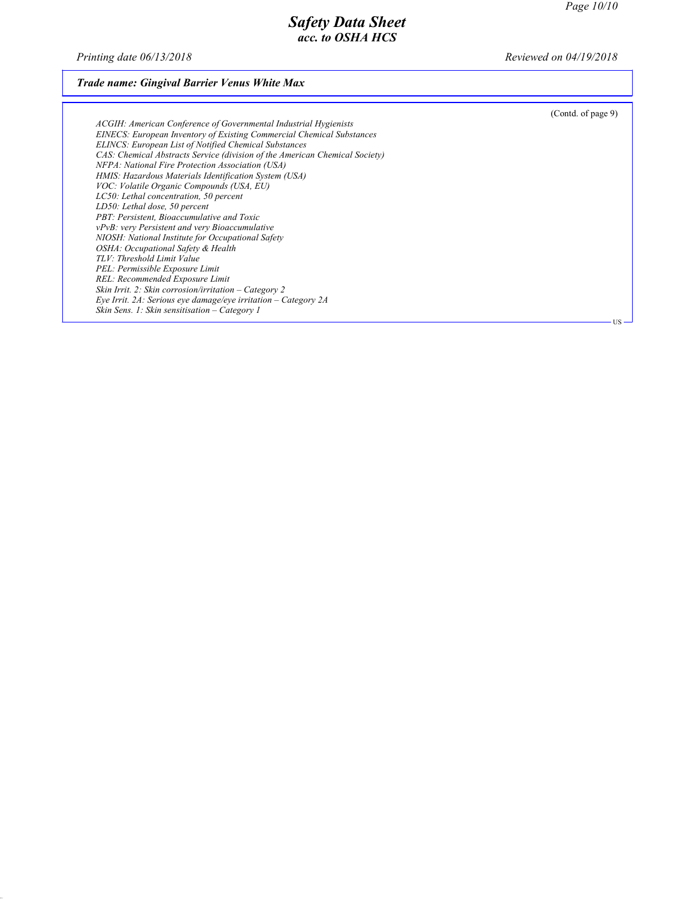*Trade name: Gingival Barrier Venus White Max*

(Contd. of page 9)

*ACGIH: American Conference of Governmental Industrial Hygienists*
*EINECS: European Inventory of Existing Commercial Chemical Substances*
*ELINCS: European List of Notified Chemical Substances*
*CAS: Chemical Abstracts Service (division of the American Chemical Society)*
*NFPA: National Fire Protection Association (USA)*
*HMIS: Hazardous Materials Identification System (USA)*
*VOC: Volatile Organic Compounds (USA, EU)*
*LC50: Lethal concentration, 50 percent*
*LD50: Lethal dose, 50 percent*
*PBT: Persistent, Bioaccumulative and Toxic*
*vPvB: very Persistent and very Bioaccumulative*
*NIOSH: National Institute for Occupational Safety*
*OSHA: Occupational Safety & Health*
*TLV: Threshold Limit Value*
*PEL: Permissible Exposure Limit*
*REL: Recommended Exposure Limit*
*Skin Irrit. 2: Skin corrosion/irritation – Category 2*
*Eye Irrit. 2A: Serious eye damage/eye irritation – Category 2A*
*Skin Sens. 1: Skin sensitisation – Category 1*

US